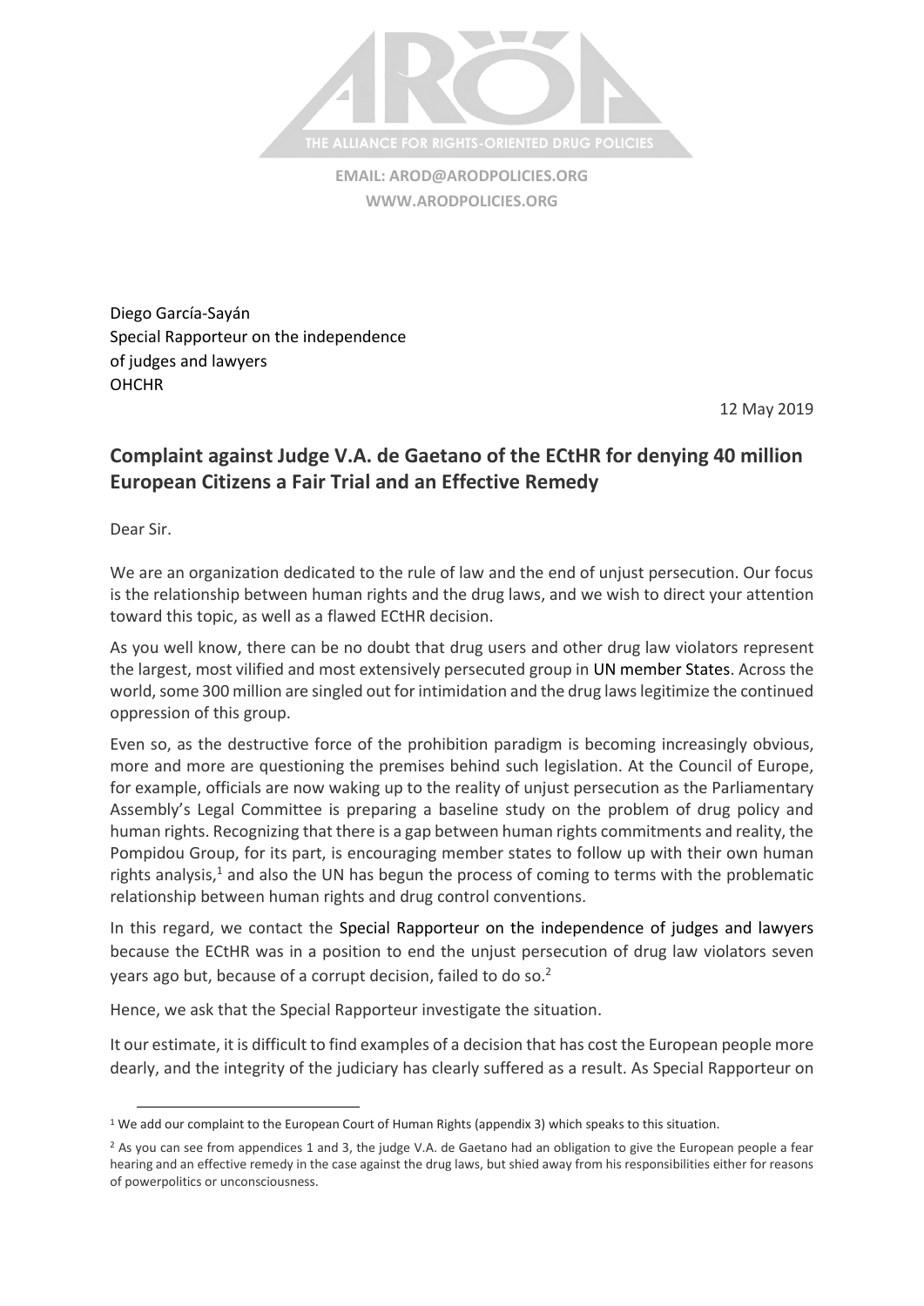THE ALLIANCE FOR RIGHTS-ORIENTED DRUG POLICIES

**EMAIL: AROD@ARODPOLICIES.ORG**
**WWW.ARODPOLICIES.ORG**

Diego García-Sayán
Special Rapporteur on the independence
of judges and lawyers
OHCHR

12 May 2019

## Complaint against Judge V.A. de Gaetano of the ECtHR for denying 40 million European Citizens a Fair Trial and an Effective Remedy

Dear Sir.

We are an organization dedicated to the rule of law and the end of unjust persecution. Our focus is the relationship between human rights and the drug laws, and we wish to direct your attention toward this topic, as well as a flawed ECtHR decision.

As you well know, there can be no doubt that drug users and other drug law violators represent the largest, most vilified and most extensively persecuted group in UN member States. Across the world, some 300 million are singled out for intimidation and the drug laws legitimize the continued oppression of this group.

Even so, as the destructive force of the prohibition paradigm is becoming increasingly obvious, more and more are questioning the premises behind such legislation. At the Council of Europe, for example, officials are now waking up to the reality of unjust persecution as the Parliamentary Assembly's Legal Committee is preparing a baseline study on the problem of drug policy and human rights. Recognizing that there is a gap between human rights commitments and reality, the Pompidou Group, for its part, is encouraging member states to follow up with their own human rights analysis,[1] and also the UN has begun the process of coming to terms with the problematic relationship between human rights and drug control conventions.

In this regard, we contact the Special Rapporteur on the independence of judges and lawyers because the ECtHR was in a position to end the unjust persecution of drug law violators seven years ago but, because of a corrupt decision, failed to do so.[2]

Hence, we ask that the Special Rapporteur investigate the situation.

It our estimate, it is difficult to find examples of a decision that has cost the European people more dearly, and the integrity of the judiciary has clearly suffered as a result. As Special Rapporteur on

---

[1] We add our complaint to the European Court of Human Rights (appendix 3) which speaks to this situation.

[2] As you can see from appendices 1 and 3, the judge V.A. de Gaetano had an obligation to give the European people a fear hearing and an effective remedy in the case against the drug laws, but shied away from his responsibilities either for reasons of powerpolitics or unconsciousness.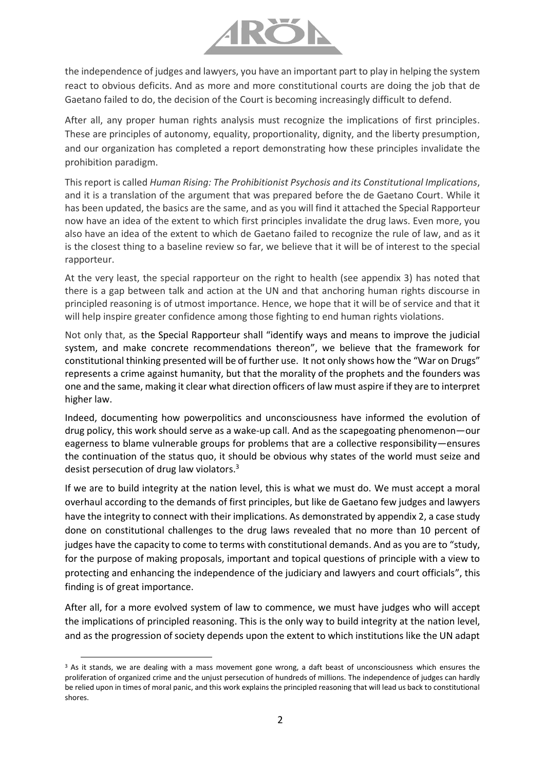the independence of judges and lawyers, you have an important part to play in helping the system react to obvious deficits. And as more and more constitutional courts are doing the job that de Gaetano failed to do, the decision of the Court is becoming increasingly difficult to defend.

After all, any proper human rights analysis must recognize the implications of first principles. These are principles of autonomy, equality, proportionality, dignity, and the liberty presumption, and our organization has completed a report demonstrating how these principles invalidate the prohibition paradigm.

This report is called *Human Rising: The Prohibitionist Psychosis and its Constitutional Implications*, and it is a translation of the argument that was prepared before the de Gaetano Court. While it has been updated, the basics are the same, and as you will find it attached the Special Rapporteur now have an idea of the extent to which first principles invalidate the drug laws. Even more, you also have an idea of the extent to which de Gaetano failed to recognize the rule of law, and as it is the closest thing to a baseline review so far, we believe that it will be of interest to the special rapporteur.

At the very least, the special rapporteur on the right to health (see appendix 3) has noted that there is a gap between talk and action at the UN and that anchoring human rights discourse in principled reasoning is of utmost importance. Hence, we hope that it will be of service and that it will help inspire greater confidence among those fighting to end human rights violations.

Not only that, as the Special Rapporteur shall "identify ways and means to improve the judicial system, and make concrete recommendations thereon", we believe that the framework for constitutional thinking presented will be of further use. It not only shows how the "War on Drugs" represents a crime against humanity, but that the morality of the prophets and the founders was one and the same, making it clear what direction officers of law must aspire if they are to interpret higher law.

Indeed, documenting how powerpolitics and unconsciousness have informed the evolution of drug policy, this work should serve as a wake-up call. And as the scapegoating phenomenon—our eagerness to blame vulnerable groups for problems that are a collective responsibility—ensures the continuation of the status quo, it should be obvious why states of the world must seize and desist persecution of drug law violators.[3]

If we are to build integrity at the nation level, this is what we must do. We must accept a moral overhaul according to the demands of first principles, but like de Gaetano few judges and lawyers have the integrity to connect with their implications. As demonstrated by appendix 2, a case study done on constitutional challenges to the drug laws revealed that no more than 10 percent of judges have the capacity to come to terms with constitutional demands. And as you are to "study, for the purpose of making proposals, important and topical questions of principle with a view to protecting and enhancing the independence of the judiciary and lawyers and court officials", this finding is of great importance.

After all, for a more evolved system of law to commence, we must have judges who will accept the implications of principled reasoning. This is the only way to build integrity at the nation level, and as the progression of society depends upon the extent to which institutions like the UN adapt

[3] As it stands, we are dealing with a mass movement gone wrong, a daft beast of unconsciousness which ensures the proliferation of organized crime and the unjust persecution of hundreds of millions. The independence of judges can hardly be relied upon in times of moral panic, and this work explains the principled reasoning that will lead us back to constitutional shores.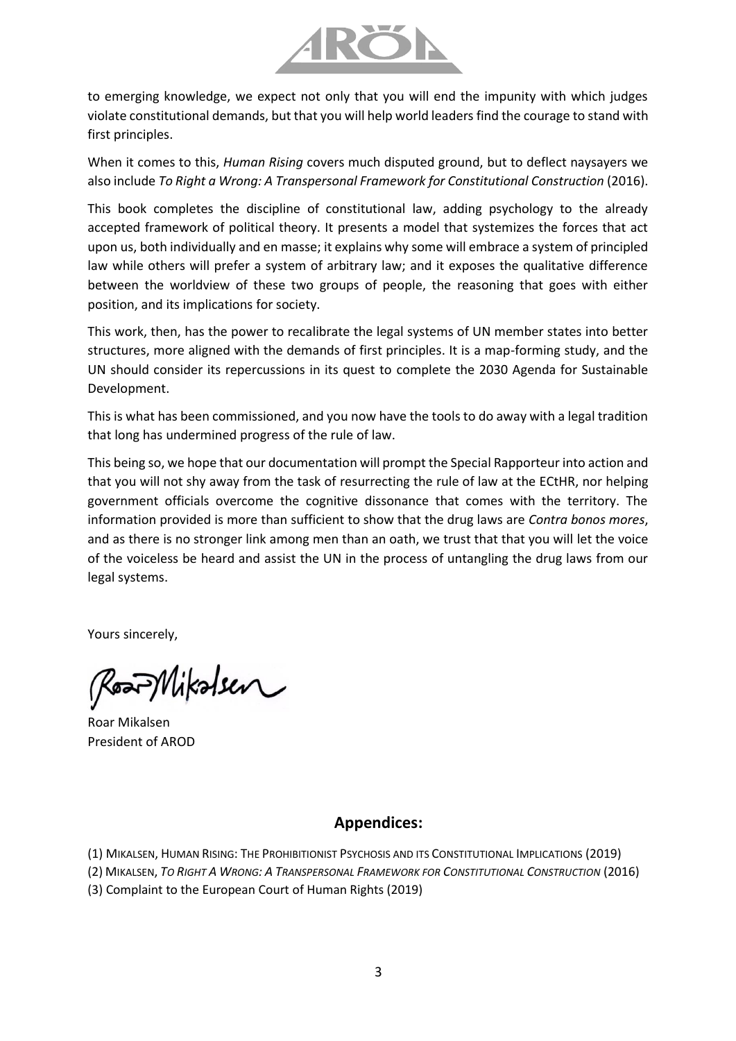to emerging knowledge, we expect not only that you will end the impunity with which judges violate constitutional demands, but that you will help world leaders find the courage to stand with first principles.

When it comes to this, *Human Rising* covers much disputed ground, but to deflect naysayers we also include *To Right a Wrong: A Transpersonal Framework for Constitutional Construction* (2016).

This book completes the discipline of constitutional law, adding psychology to the already accepted framework of political theory. It presents a model that systemizes the forces that act upon us, both individually and en masse; it explains why some will embrace a system of principled law while others will prefer a system of arbitrary law; and it exposes the qualitative difference between the worldview of these two groups of people, the reasoning that goes with either position, and its implications for society.

This work, then, has the power to recalibrate the legal systems of UN member states into better structures, more aligned with the demands of first principles. It is a map-forming study, and the UN should consider its repercussions in its quest to complete the 2030 Agenda for Sustainable Development.

This is what has been commissioned, and you now have the tools to do away with a legal tradition that long has undermined progress of the rule of law.

This being so, we hope that our documentation will prompt the Special Rapporteur into action and that you will not shy away from the task of resurrecting the rule of law at the ECtHR, nor helping government officials overcome the cognitive dissonance that comes with the territory. The information provided is more than sufficient to show that the drug laws are *Contra bonos mores*, and as there is no stronger link among men than an oath, we trust that that you will let the voice of the voiceless be heard and assist the UN in the process of untangling the drug laws from our legal systems.

Yours sincerely,

Roar Mikalsen
President of AROD

## Appendices:

(1) MIKALSEN, HUMAN RISING: THE PROHIBITIONIST PSYCHOSIS AND ITS CONSTITUTIONAL IMPLICATIONS (2019)
(2) MIKALSEN, *TO RIGHT A WRONG: A TRANSPERSONAL FRAMEWORK FOR CONSTITUTIONAL CONSTRUCTION* (2016)
(3) Complaint to the European Court of Human Rights (2019)